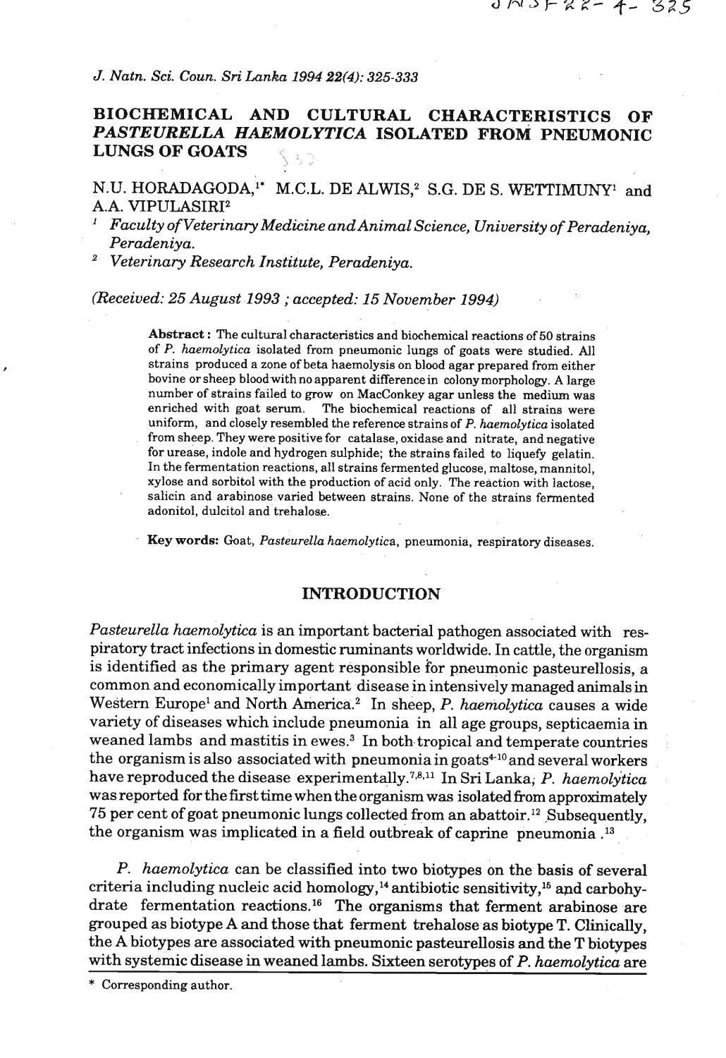# BIOCHEMICAL AND CULTURAL CHARACTERISTICS OF *PASTEURELLA HAEMOLYTICA* ISOLATED FROM PNEUMONIC LUNGS OF GOATS

N.U. HORADAGODA,[1*] M.C.L. DE ALWIS,[2] S.G. DE S. WETTIMUNY[1] and A.A. VIPULASIRI[2]

[1] *Faculty of Veterinary Medicine and Animal Science, University of Peradeniya, Peradeniya.*

[2] *Veterinary Research Institute, Peradeniya.*

*(Received: 25 August 1993 ; accepted: 15 November 1994)*

**Abstract :** The cultural characteristics and biochemical reactions of 50 strains of *P. haemolytica* isolated from pneumonic lungs of goats were studied. All strains produced a zone of beta haemolysis on blood agar prepared from either bovine or sheep blood with no apparent difference in colony morphology. A large number of strains failed to grow on MacConkey agar unless the medium was enriched with goat serum. The biochemical reactions of all strains were uniform, and closely resembled the reference strains of *P. haemolytica* isolated from sheep. They were positive for catalase, oxidase and nitrate, and negative for urease, indole and hydrogen sulphide; the strains failed to liquefy gelatin. In the fermentation reactions, all strains fermented glucose, maltose, mannitol, xylose and sorbitol with the production of acid only. The reaction with lactose, salicin and arabinose varied between strains. None of the strains fermented adonitol, dulcitol and trehalose.

**Key words:** Goat, *Pasteurella haemolytica*, pneumonia, respiratory diseases.

## INTRODUCTION

*Pasteurella haemolytica* is an important bacterial pathogen associated with respiratory tract infections in domestic ruminants worldwide. In cattle, the organism is identified as the primary agent responsible for pneumonic pasteurellosis, a common and economically important disease in intensively managed animals in Western Europe[1] and North America.[2] In sheep, *P. haemolytica* causes a wide variety of diseases which include pneumonia in all age groups, septicaemia in weaned lambs and mastitis in ewes.[3] In both tropical and temperate countries the organism is also associated with pneumonia in goats[4-10] and several workers have reproduced the disease experimentally.[7,8,11] In Sri Lanka, *P. haemolytica* was reported for the first time when the organism was isolated from approximately 75 per cent of goat pneumonic lungs collected from an abattoir.[12] Subsequently, the organism was implicated in a field outbreak of caprine pneumonia.[13]

*P. haemolytica* can be classified into two biotypes on the basis of several criteria including nucleic acid homology,[14] antibiotic sensitivity,[15] and carbohydrate fermentation reactions.[16] The organisms that ferment arabinose are grouped as biotype A and those that ferment trehalose as biotype T. Clinically, the A biotypes are associated with pneumonic pasteurellosis and the T biotypes with systemic disease in weaned lambs. Sixteen serotypes of *P. haemolytica* are

\* Corresponding author.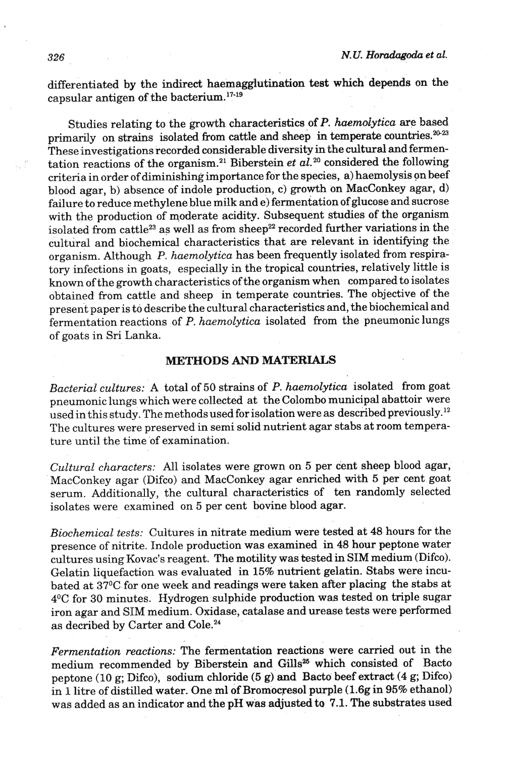differentiated by the indirect haemagglutination test which depends on the capsular antigen of the bacterium.[17-19]

Studies relating to the growth characteristics of *P. haemolytica* are based primarily on strains isolated from cattle and sheep in temperate countries.[20-23] These investigations recorded considerable diversity in the cultural and fermentation reactions of the organism.[21] Biberstein *et al.*[20] considered the following criteria in order of diminishing importance for the species, a) haemolysis on beef blood agar, b) absence of indole production, c) growth on MacConkey agar, d) failure to reduce methylene blue milk and e) fermentation of glucose and sucrose with the production of moderate acidity. Subsequent studies of the organism isolated from cattle[23] as well as from sheep[22] recorded further variations in the cultural and biochemical characteristics that are relevant in identifying the organism. Although *P. haemolytica* has been frequently isolated from respiratory infections in goats, especially in the tropical countries, relatively little is known of the growth characteristics of the organism when compared to isolates obtained from cattle and sheep in temperate countries. The objective of the present paper is to describe the cultural characteristics and, the biochemical and fermentation reactions of *P. haemolytica* isolated from the pneumonic lungs of goats in Sri Lanka.

## METHODS AND MATERIALS

*Bacterial cultures:* A total of 50 strains of *P. haemolytica* isolated from goat pneumonic lungs which were collected at the Colombo municipal abattoir were used in this study. The methods used for isolation were as described previously.[12] The cultures were preserved in semi solid nutrient agar stabs at room temperature until the time of examination.

*Cultural characters:* All isolates were grown on 5 per cent sheep blood agar, MacConkey agar (Difco) and MacConkey agar enriched with 5 per cent goat serum. Additionally, the cultural characteristics of ten randomly selected isolates were examined on 5 per cent bovine blood agar.

*Biochemical tests:* Cultures in nitrate medium were tested at 48 hours for the presence of nitrite. Indole production was examined in 48 hour peptone water cultures using Kovac's reagent. The motility was tested in SIM medium (Difco). Gelatin liquefaction was evaluated in 15% nutrient gelatin. Stabs were incubated at 37°C for one week and readings were taken after placing the stabs at 4°C for 30 minutes. Hydrogen sulphide production was tested on triple sugar iron agar and SIM medium. Oxidase, catalase and urease tests were performed as decribed by Carter and Cole.[24]

*Fermentation reactions:* The fermentation reactions were carried out in the medium recommended by Biberstein and Gills[25] which consisted of Bacto peptone (10 g; Difco), sodium chloride (5 g) and Bacto beef extract (4 g; Difco) in 1 litre of distilled water. One ml of Bromocresol purple (1.6g in 95% ethanol) was added as an indicator and the pH was adjusted to 7.1. The substrates used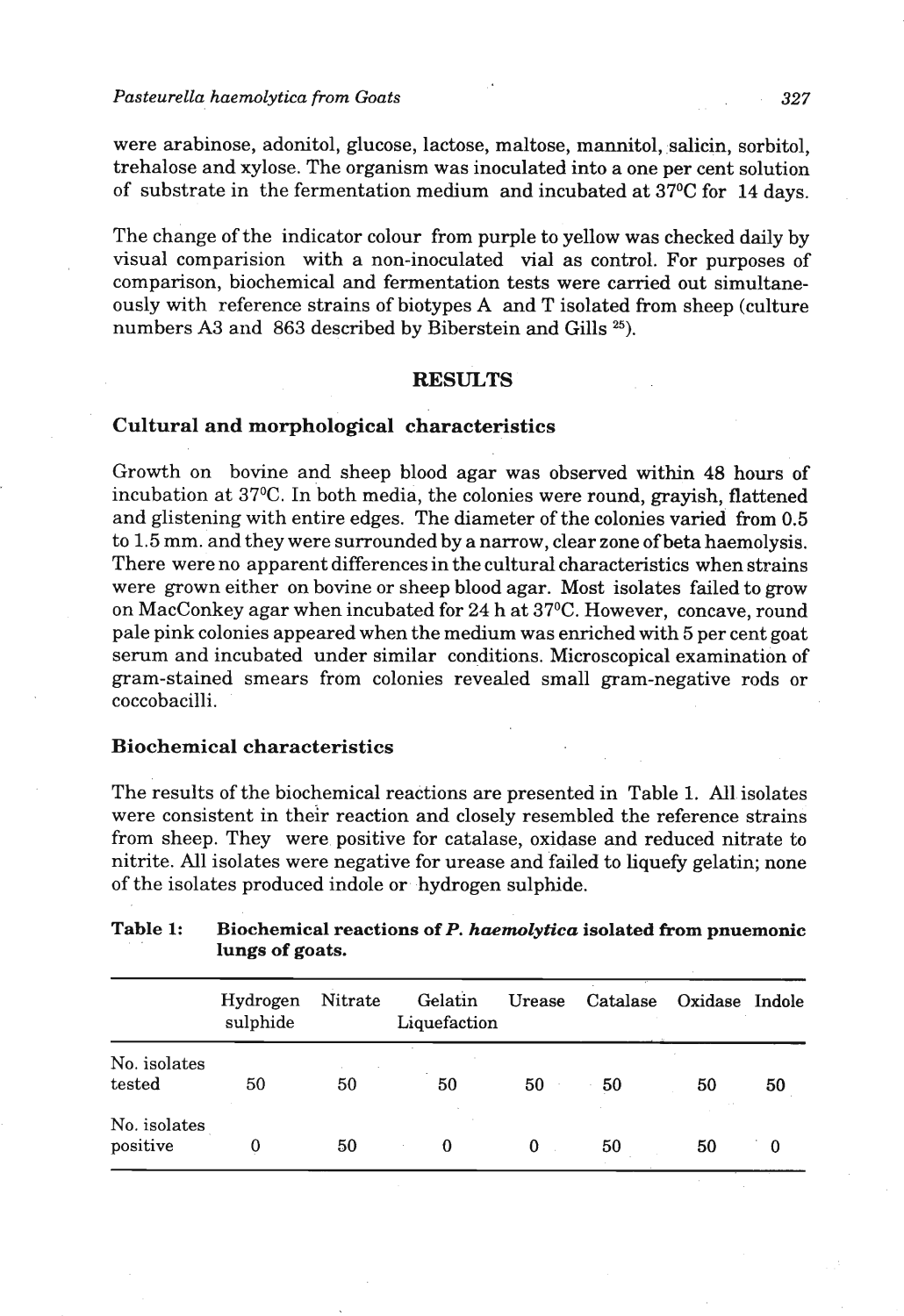were arabinose, adonitol, glucose, lactose, maltose, mannitol, salicin, sorbitol, trehalose and xylose. The organism was inoculated into a one per cent solution of substrate in the fermentation medium and incubated at 37°C for 14 days.

The change of the indicator colour from purple to yellow was checked daily by visual comparision with a non-inoculated vial as control. For purposes of comparison, biochemical and fermentation tests were carried out simultaneously with reference strains of biotypes A and T isolated from sheep (culture numbers A3 and 863 described by Biberstein and Gills [25]).

## RESULTS

### Cultural and morphological characteristics

Growth on bovine and sheep blood agar was observed within 48 hours of incubation at 37°C. In both media, the colonies were round, grayish, flattened and glistening with entire edges. The diameter of the colonies varied from 0.5 to 1.5 mm. and they were surrounded by a narrow, clear zone of beta haemolysis. There were no apparent differences in the cultural characteristics when strains were grown either on bovine or sheep blood agar. Most isolates failed to grow on MacConkey agar when incubated for 24 h at 37°C. However, concave, round pale pink colonies appeared when the medium was enriched with 5 per cent goat serum and incubated under similar conditions. Microscopical examination of gram-stained smears from colonies revealed small gram-negative rods or coccobacilli.

### Biochemical characteristics

The results of the biochemical reactions are presented in Table 1. All isolates were consistent in their reaction and closely resembled the reference strains from sheep. They were positive for catalase, oxidase and reduced nitrate to nitrite. All isolates were negative for urease and failed to liquefy gelatin; none of the isolates produced indole or hydrogen sulphide.

**Table 1: Biochemical reactions of *P. haemolytica* isolated from pnuemonic lungs of goats.**

| | Hydrogen sulphide | Nitrate | Gelatin Liquefaction | Urease | Catalase | Oxidase | Indole |
|---|---|---|---|---|---|---|---|
| No. isolates tested | 50 | 50 | 50 | 50 | 50 | 50 | 50 |
| No. isolates positive | 0 | 50 | 0 | 0 | 50 | 50 | 0 |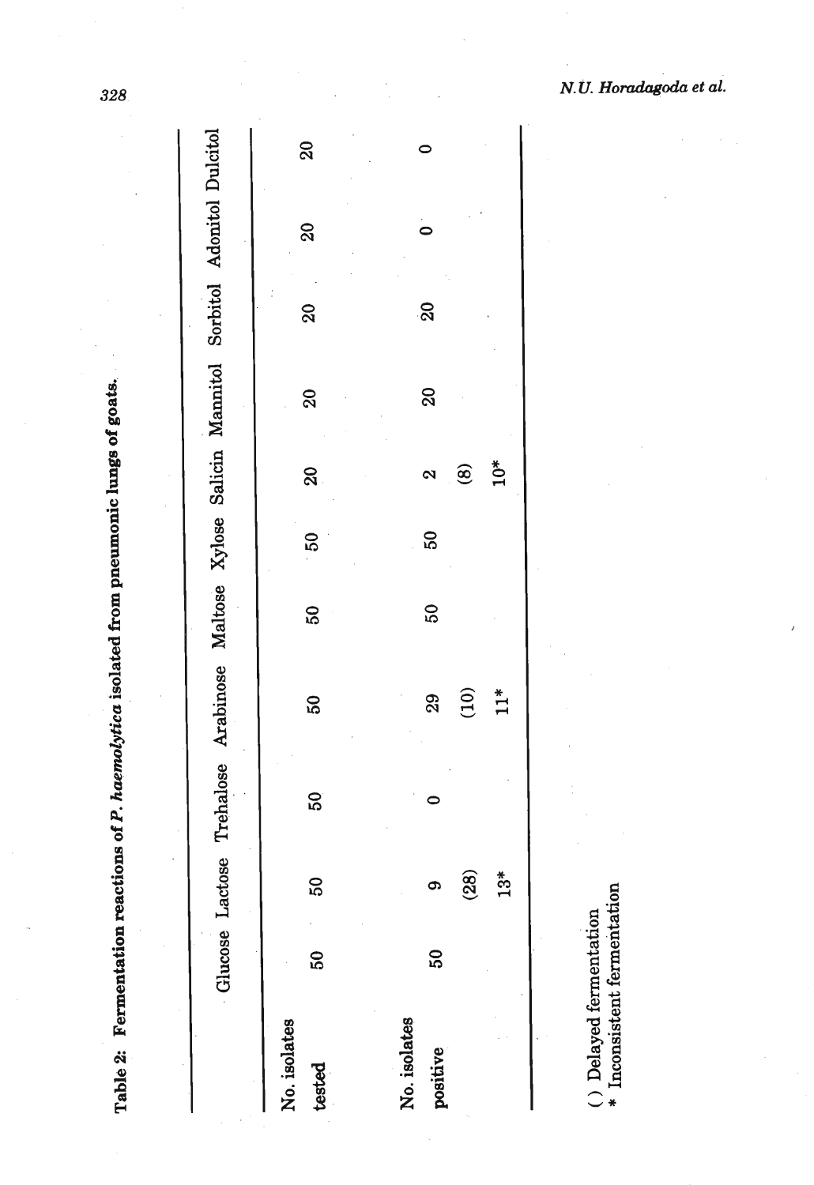**Table 2: Fermentation reactions of *P. haemolytica* isolated from pneumonic lungs of goats.**

| | Glucose | Lactose | Trehalose | Arabinose | Maltose | Xylose | Salicin | Mannitol | Sorbitol | Adonitol | Dulcitol |
|---|---|---|---|---|---|---|---|---|---|---|---|
| No. isolates tested | 50 | 50 | 50 | 50 | 50 | 50 | 20 | 20 | 20 | 20 | 20 |
| No. isolates positive | 50 | 9 | 0 | 29 | 50 | 50 | 2 | 20 | 20 | 0 | 0 |
| | | (28) | | (10) | | | (8) | | | | |
| | | 13* | | 11* | | | 10* | | | | |

( ) Delayed fermentation
\* Inconsistent fermentation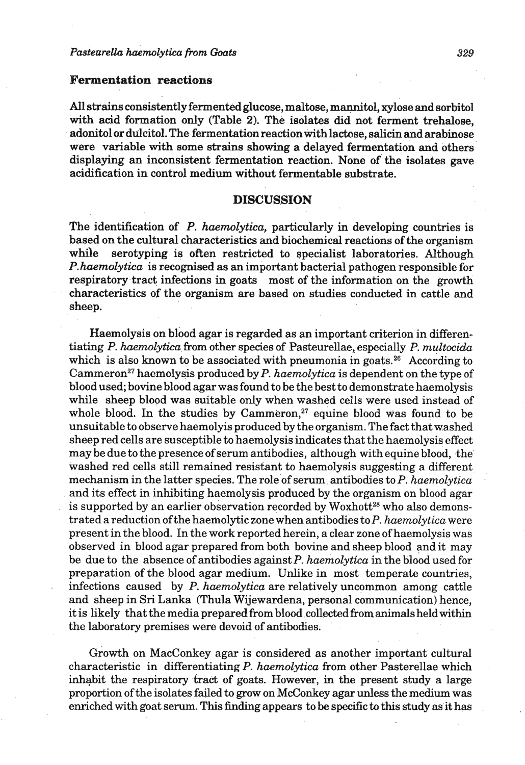### Fermentation reactions

All strains consistently fermented glucose, maltose, mannitol, xylose and sorbitol with acid formation only (Table 2). The isolates did not ferment trehalose, adonitol or dulcitol. The fermentation reaction with lactose, salicin and arabinose were variable with some strains showing a delayed fermentation and others displaying an inconsistent fermentation reaction. None of the isolates gave acidification in control medium without fermentable substrate.

## DISCUSSION

The identification of *P. haemolytica,* particularly in developing countries is based on the cultural characteristics and biochemical reactions of the organism while serotyping is often restricted to specialist laboratories. Although *P. haemolytica* is recognised as an important bacterial pathogen responsible for respiratory tract infections in goats most of the information on the growth characteristics of the organism are based on studies conducted in cattle and sheep.

Haemolysis on blood agar is regarded as an important criterion in differentiating *P. haemolytica* from other species of Pasteurellae, especially *P. multocida* which is also known to be associated with pneumonia in goats.[26] According to Cammeron[27] haemolysis produced by *P. haemolytica* is dependent on the type of blood used; bovine blood agar was found to be the best to demonstrate haemolysis while sheep blood was suitable only when washed cells were used instead of whole blood. In the studies by Cammeron,[27] equine blood was found to be unsuitable to observe haemolyis produced by the organism. The fact that washed sheep red cells are susceptible to haemolysis indicates that the haemolysis effect may be due to the presence of serum antibodies, although with equine blood, the washed red cells still remained resistant to haemolysis suggesting a different mechanism in the latter species. The role of serum antibodies to *P. haemolytica* and its effect in inhibiting haemolysis produced by the organism on blood agar is supported by an earlier observation recorded by Woxhott[28] who also demonstrated a reduction of the haemolytic zone when antibodies to *P. haemolytica* were present in the blood. In the work reported herein, a clear zone of haemolysis was observed in blood agar prepared from both bovine and sheep blood and it may be due to the absence of antibodies against *P. haemolytica* in the blood used for preparation of the blood agar medium. Unlike in most temperate countries, infections caused by *P. haemolytica* are relatively uncommon among cattle and sheep in Sri Lanka (Thula Wijewardena, personal communication) hence, it is likely that the media prepared from blood collected from animals held within the laboratory premises were devoid of antibodies.

Growth on MacConkey agar is considered as another important cultural characteristic in differentiating *P. haemolytica* from other Pasterellae which inhabit the respiratory tract of goats. However, in the present study a large proportion of the isolates failed to grow on McConkey agar unless the medium was enriched with goat serum. This finding appears to be specific to this study as it has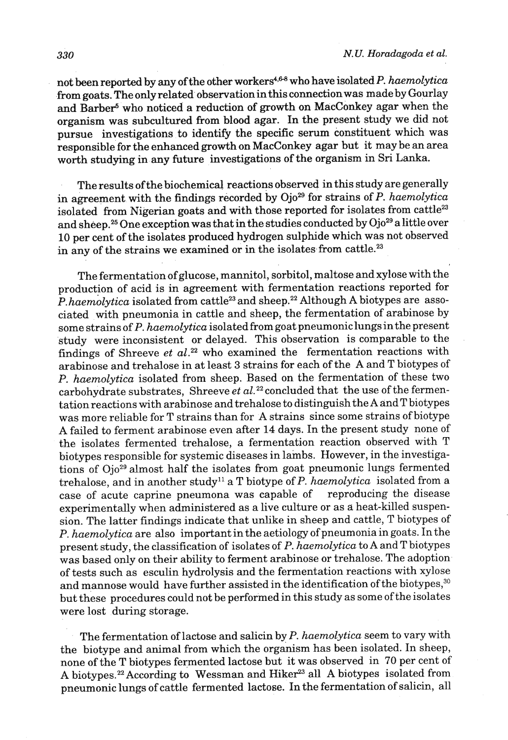not been reported by any of the other workers[4,6-8] who have isolated *P. haemolytica* from goats. The only related observation in this connection was made by Gourlay and Barber[5] who noticed a reduction of growth on MacConkey agar when the organism was subcultured from blood agar. In the present study we did not pursue investigations to identify the specific serum constituent which was responsible for the enhanced growth on MacConkey agar but it may be an area worth studying in any future investigations of the organism in Sri Lanka.

The results of the biochemical reactions observed in this study are generally in agreement with the findings recorded by Ojo[29] for strains of *P. haemolytica* isolated from Nigerian goats and with those reported for isolates from cattle[23] and sheep.[25] One exception was that in the studies conducted by Ojo[29] a little over 10 per cent of the isolates produced hydrogen sulphide which was not observed in any of the strains we examined or in the isolates from cattle.[23]

The fermentation of glucose, mannitol, sorbitol, maltose and xylose with the production of acid is in agreement with fermentation reactions reported for *P. haemolytica* isolated from cattle[23] and sheep.[22] Although A biotypes are associated with pneumonia in cattle and sheep, the fermentation of arabinose by some strains of *P. haemolytica* isolated from goat pneumonic lungs in the present study were inconsistent or delayed. This observation is comparable to the findings of Shreeve *et al.*[22] who examined the fermentation reactions with arabinose and trehalose in at least 3 strains for each of the A and T biotypes of *P. haemolytica* isolated from sheep. Based on the fermentation of these two carbohydrate substrates, Shreeve *et al.*[22] concluded that the use of the fermentation reactions with arabinose and trehalose to distinguish the A and T biotypes was more reliable for T strains than for A strains since some strains of biotype A failed to ferment arabinose even after 14 days. In the present study none of the isolates fermented trehalose, a fermentation reaction observed with T biotypes responsible for systemic diseases in lambs. However, in the investigations of Ojo[29] almost half the isolates from goat pneumonic lungs fermented trehalose, and in another study[11] a T biotype of *P. haemolytica* isolated from a case of acute caprine pneumona was capable of reproducing the disease experimentally when administered as a live culture or as a heat-killed suspension. The latter findings indicate that unlike in sheep and cattle, T biotypes of *P. haemolytica* are also important in the aetiology of pneumonia in goats. In the present study, the classification of isolates of *P. haemolytica* to A and T biotypes was based only on their ability to ferment arabinose or trehalose. The adoption of tests such as esculin hydrolysis and the fermentation reactions with xylose and mannose would have further assisted in the identification of the biotypes,[30] but these procedures could not be performed in this study as some of the isolates were lost during storage.

The fermentation of lactose and salicin by *P. haemolytica* seem to vary with the biotype and animal from which the organism has been isolated. In sheep, none of the T biotypes fermented lactose but it was observed in 70 per cent of A biotypes.[22] According to Wessman and Hiker[23] all A biotypes isolated from pneumonic lungs of cattle fermented lactose. In the fermentation of salicin, all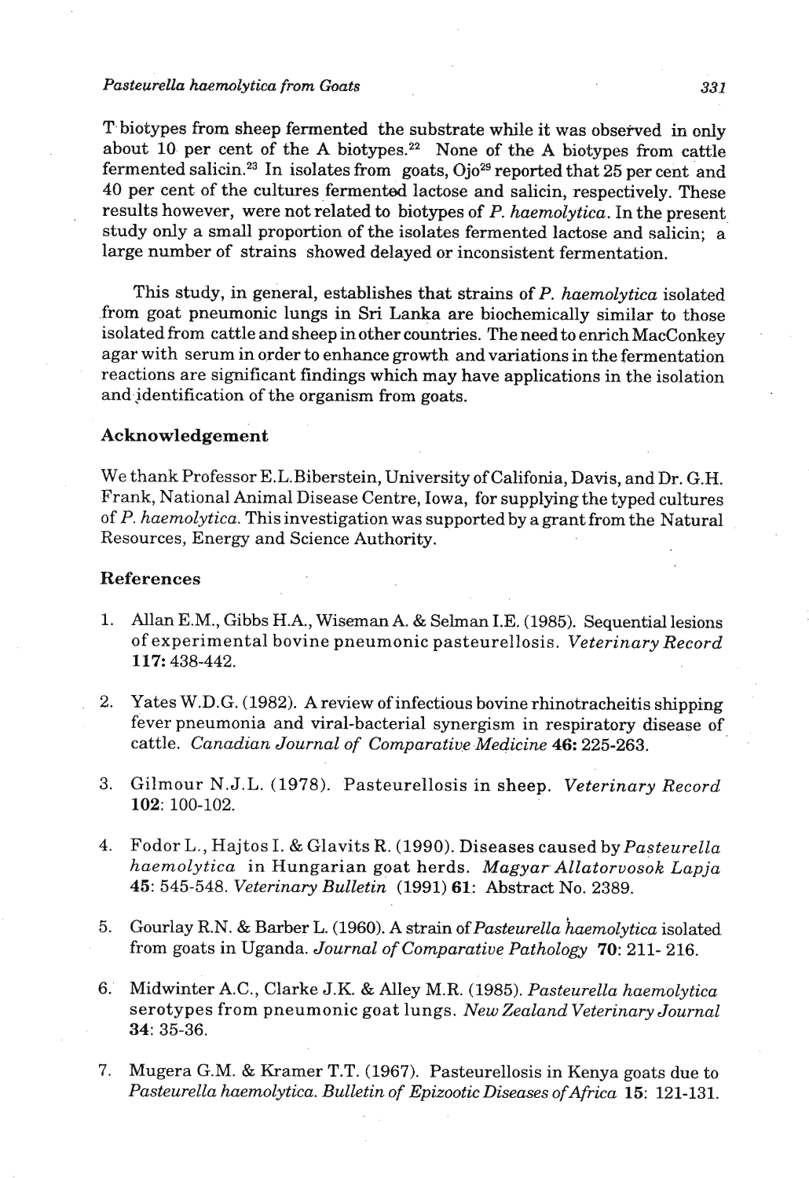T biotypes from sheep fermented the substrate while it was observed in only about 10 per cent of the A biotypes.[22] None of the A biotypes from cattle fermented salicin.[23] In isolates from goats, Ojo[29] reported that 25 per cent and 40 per cent of the cultures fermented lactose and salicin, respectively. These results however, were not related to biotypes of *P. haemolytica*. In the present study only a small proportion of the isolates fermented lactose and salicin; a large number of strains showed delayed or inconsistent fermentation.

This study, in general, establishes that strains of *P. haemolytica* isolated from goat pneumonic lungs in Sri Lanka are biochemically similar to those isolated from cattle and sheep in other countries. The need to enrich MacConkey agar with serum in order to enhance growth and variations in the fermentation reactions are significant findings which may have applications in the isolation and identification of the organism from goats.

## Acknowledgement

We thank Professor E.L.Biberstein, University of Califonia, Davis, and Dr. G.H. Frank, National Animal Disease Centre, Iowa, for supplying the typed cultures of *P. haemolytica*. This investigation was supported by a grant from the Natural Resources, Energy and Science Authority.

## References

1. Allan E.M., Gibbs H.A., Wiseman A. & Selman I.E. (1985). Sequential lesions of experimental bovine pneumonic pasteurellosis. *Veterinary Record* **117:** 438-442.

2. Yates W.D.G. (1982). A review of infectious bovine rhinotracheitis shipping fever pneumonia and viral-bacterial synergism in respiratory disease of cattle. *Canadian Journal of Comparative Medicine* **46:** 225-263.

3. Gilmour N.J.L. (1978). Pasteurellosis in sheep. *Veterinary Record* **102**: 100-102.

4. Fodor L., Hajtos I. & Glavits R. (1990). Diseases caused by *Pasteurella haemolytica* in Hungarian goat herds. *Magyar Allatorvosok Lapja* **45**: 545-548. *Veterinary Bulletin* (1991) **61:** Abstract No. 2389.

5. Gourlay R.N. & Barber L. (1960). A strain of *Pasteurella haemolytica* isolated from goats in Uganda. *Journal of Comparative Pathology* **70**: 211- 216.

6. Midwinter A.C., Clarke J.K. & Alley M.R. (1985). *Pasteurella haemolytica* serotypes from pneumonic goat lungs. *New Zealand Veterinary Journal* **34**: 35-36.

7. Mugera G.M. & Kramer T.T. (1967). Pasteurellosis in Kenya goats due to *Pasteurella haemolytica*. *Bulletin of Epizootic Diseases of Africa* **15**: 121-131.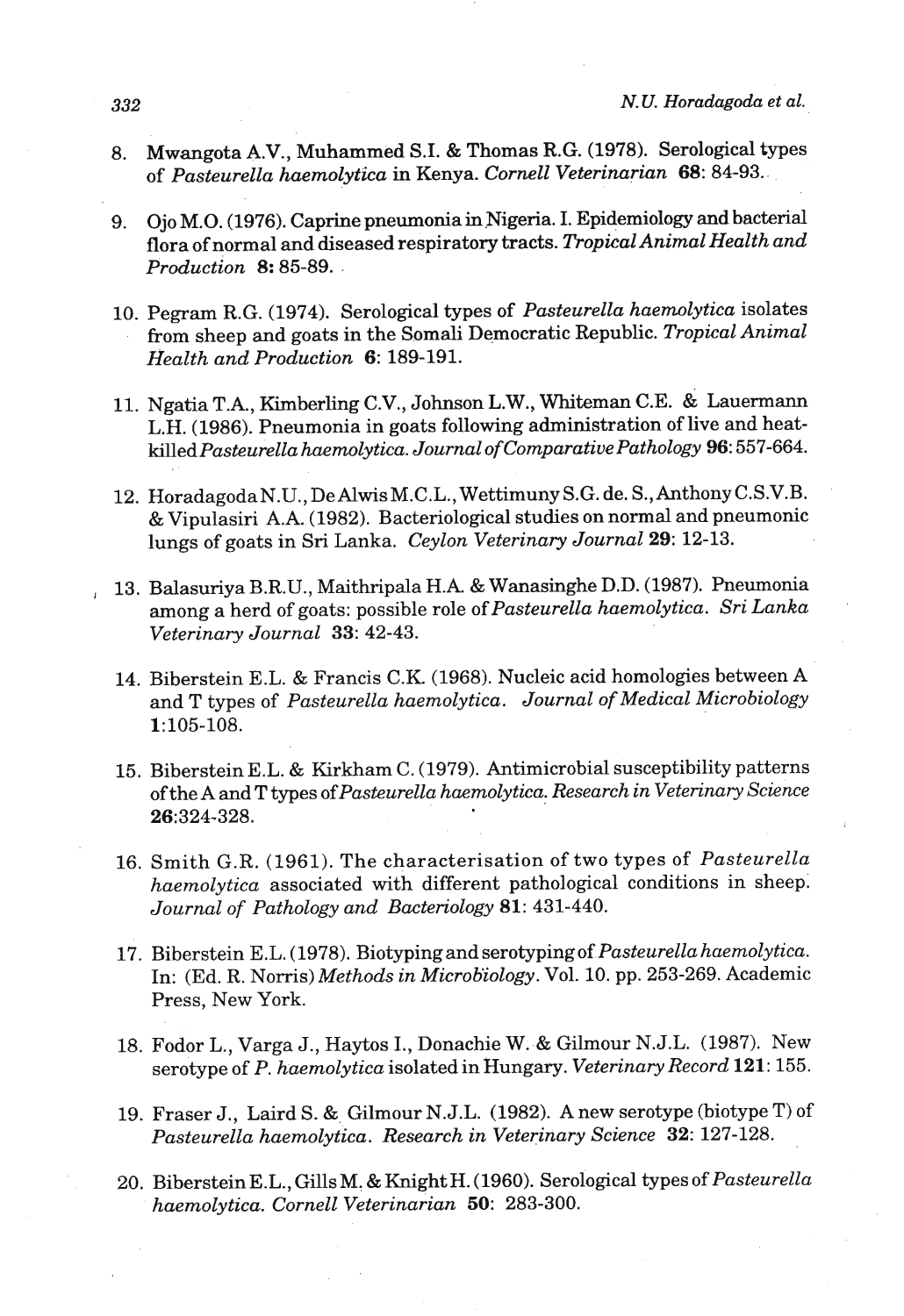8. Mwangota A.V., Muhammed S.I. & Thomas R.G. (1978). Serological types of *Pasteurella haemolytica* in Kenya. *Cornell Veterinarian* **68**: 84-93.

9. Ojo M.O. (1976). Caprine pneumonia in Nigeria. I. Epidemiology and bacterial flora of normal and diseased respiratory tracts. *Tropical Animal Health and Production* **8**: 85-89.

10. Pegram R.G. (1974). Serological types of *Pasteurella haemolytica* isolates from sheep and goats in the Somali Democratic Republic. *Tropical Animal Health and Production* **6**: 189-191.

11. Ngatia T.A., Kimberling C.V., Johnson L.W., Whiteman C.E. & Lauermann L.H. (1986). Pneumonia in goats following administration of live and heat-killed *Pasteurella haemolytica*. *Journal of Comparative Pathology* **96**: 557-664.

12. Horadagoda N.U., De Alwis M.C.L., Wettimuny S.G. de. S., Anthony C.S.V.B. & Vipulasiri A.A. (1982). Bacteriological studies on normal and pneumonic lungs of goats in Sri Lanka. *Ceylon Veterinary Journal* **29**: 12-13.

13. Balasuriya B.R.U., Maithripala H.A. & Wanasinghe D.D. (1987). Pneumonia among a herd of goats: possible role of *Pasteurella haemolytica*. *Sri Lanka Veterinary Journal* **33**: 42-43.

14. Biberstein E.L. & Francis C.K. (1968). Nucleic acid homologies between A and T types of *Pasteurella haemolytica*. *Journal of Medical Microbiology* **1**:105-108.

15. Biberstein E.L. & Kirkham C. (1979). Antimicrobial susceptibility patterns of the A and T types of *Pasteurella haemolytica*. *Research in Veterinary Science* **26**:324-328.

16. Smith G.R. (1961). The characterisation of two types of *Pasteurella haemolytica* associated with different pathological conditions in sheep. *Journal of Pathology and Bacteriology* **81**: 431-440.

17. Biberstein E.L. (1978). Biotyping and serotyping of *Pasteurella haemolytica*. In: (Ed. R. Norris) *Methods in Microbiology*. Vol. 10. pp. 253-269. Academic Press, New York.

18. Fodor L., Varga J., Haytos I., Donachie W. & Gilmour N.J.L. (1987). New serotype of *P. haemolytica* isolated in Hungary. *Veterinary Record* **121**: 155.

19. Fraser J., Laird S. & Gilmour N.J.L. (1982). A new serotype (biotype T) of *Pasteurella haemolytica*. *Research in Veterinary Science* **32**: 127-128.

20. Biberstein E.L., Gills M. & Knight H. (1960). Serological types of *Pasteurella haemolytica*. *Cornell Veterinarian* **50**: 283-300.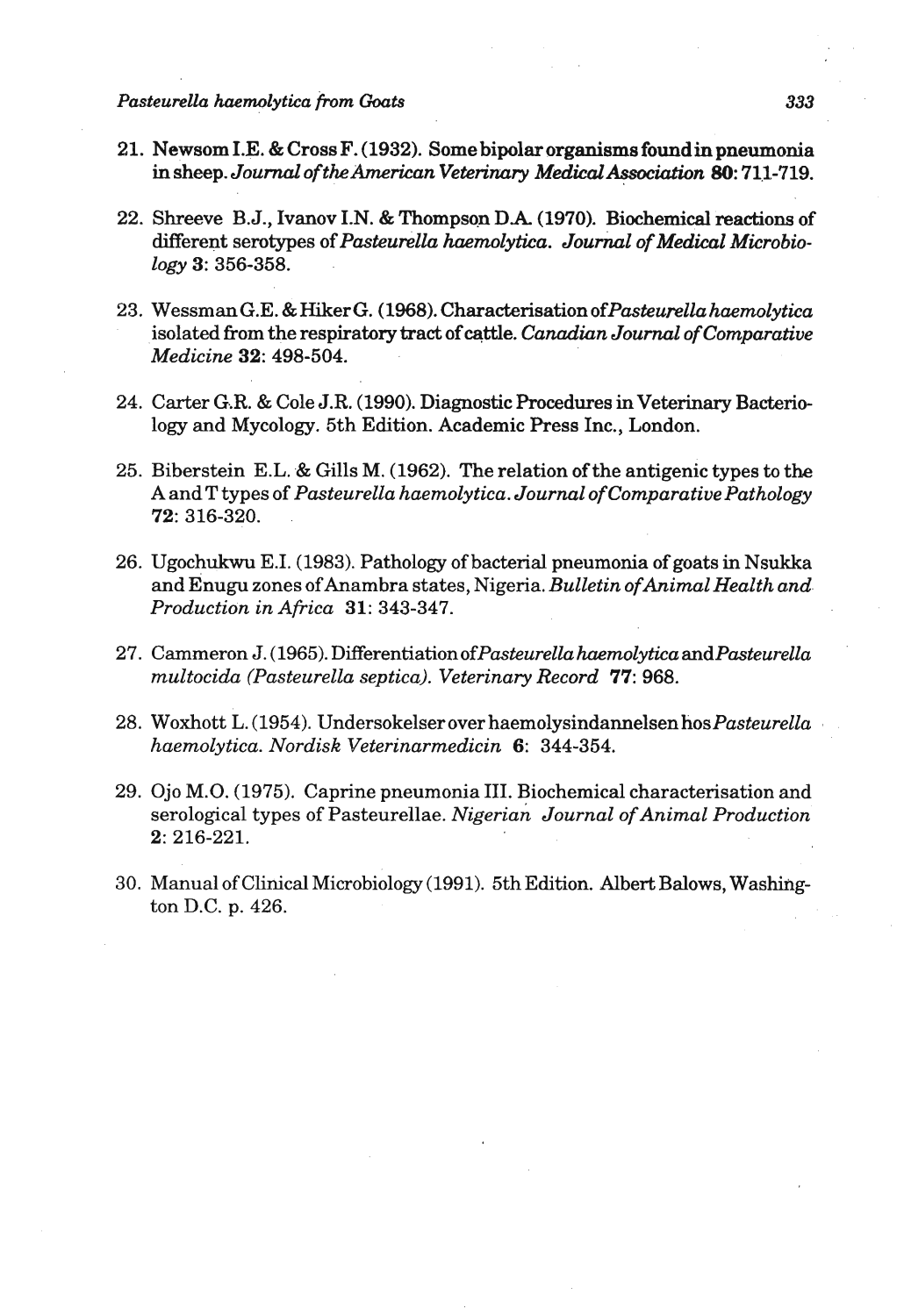21. Newsom I.E. & Cross F. (1932). Some bipolar organisms found in pneumonia in sheep. *Journal of the American Veterinary Medical Association* **80**: 711-719.

22. Shreeve B.J., Ivanov I.N. & Thompson D.A. (1970). Biochemical reactions of different serotypes of *Pasteurella haemolytica*. *Journal of Medical Microbiology* **3**: 356-358.

23. Wessman G.E. & Hiker G. (1968). Characterisation of *Pasteurella haemolytica* isolated from the respiratory tract of cattle. *Canadian Journal of Comparative Medicine* **32**: 498-504.

24. Carter G.R. & Cole J.R. (1990). Diagnostic Procedures in Veterinary Bacteriology and Mycology. 5th Edition. Academic Press Inc., London.

25. Biberstein E.L. & Gills M. (1962). The relation of the antigenic types to the A and T types of *Pasteurella haemolytica*. *Journal of Comparative Pathology* **72**: 316-320.

26. Ugochukwu E.I. (1983). Pathology of bacterial pneumonia of goats in Nsukka and Enugu zones of Anambra states, Nigeria. *Bulletin of Animal Health and Production in Africa* **31**: 343-347.

27. Cammeron J. (1965). Differentiation of *Pasteurella haemolytica* and *Pasteurella multocida (Pasteurella septica)*. *Veterinary Record* **77**: 968.

28. Woxhott L. (1954). Undersokelser over haemolysindannelsen hos *Pasteurella haemolytica*. *Nordisk Veterinarmedicin* **6**: 344-354.

29. Ojo M.O. (1975). Caprine pneumonia III. Biochemical characterisation and serological types of Pasteurellae. *Nigerian Journal of Animal Production* **2**: 216-221.

30. Manual of Clinical Microbiology (1991). 5th Edition. Albert Balows, Washington D.C. p. 426.